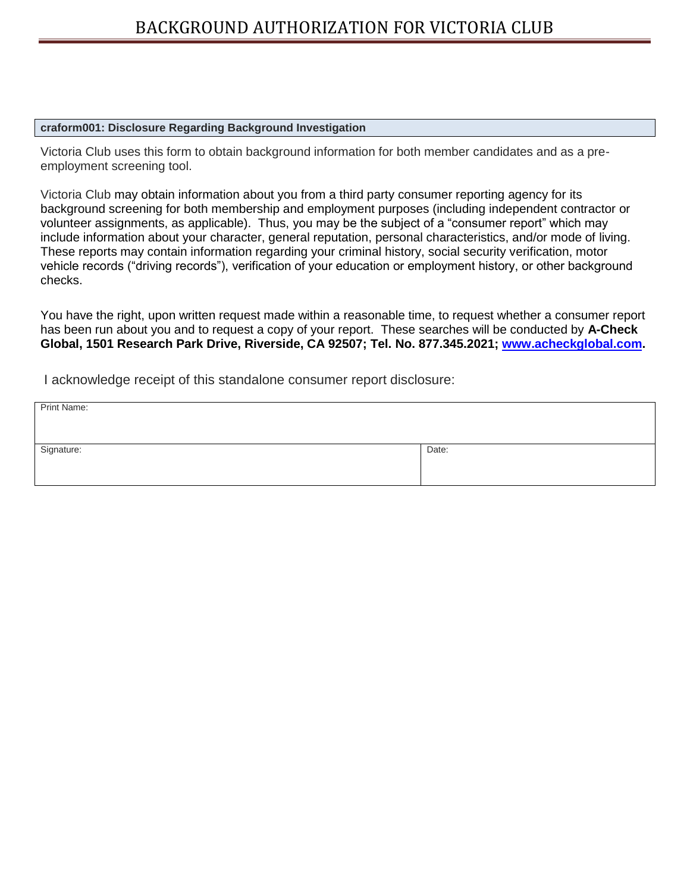# BACKGROUND AUTHORIZATION FOR VICTORIA CLUB

**craform001: Disclosure Regarding Background Investigation**

Victoria Club uses this form to obtain background information for both member candidates and as a pre-employment screening tool.

Victoria Club may obtain information about you from a third party consumer reporting agency for its background screening for both membership and employment purposes (including independent contractor or volunteer assignments, as applicable). Thus, you may be the subject of a "consumer report" which may include information about your character, general reputation, personal characteristics, and/or mode of living. These reports may contain information regarding your criminal history, social security verification, motor vehicle records ("driving records"), verification of your education or employment history, or other background checks.

You have the right, upon written request made within a reasonable time, to request whether a consumer report has been run about you and to request a copy of your report. These searches will be conducted by **A-Check Global, 1501 Research Park Drive, Riverside, CA 92507; Tel. No. 877.345.2021; [www.acheckglobal.com](http://www.acheckglobal.com).**

I acknowledge receipt of this standalone consumer report disclosure:

| Print Name: | |
|---|---|
| Signature: | Date: |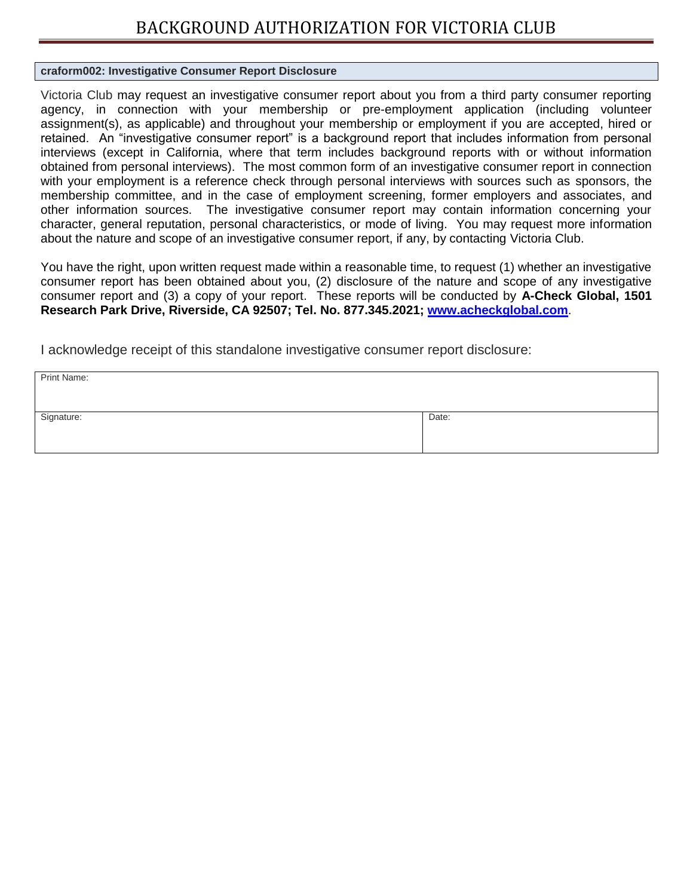# BACKGROUND AUTHORIZATION FOR VICTORIA CLUB

**craform002: Investigative Consumer Report Disclosure**

Victoria Club may request an investigative consumer report about you from a third party consumer reporting agency, in connection with your membership or pre-employment application (including volunteer assignment(s), as applicable) and throughout your membership or employment if you are accepted, hired or retained. An "investigative consumer report" is a background report that includes information from personal interviews (except in California, where that term includes background reports with or without information obtained from personal interviews). The most common form of an investigative consumer report in connection with your employment is a reference check through personal interviews with sources such as sponsors, the membership committee, and in the case of employment screening, former employers and associates, and other information sources. The investigative consumer report may contain information concerning your character, general reputation, personal characteristics, or mode of living. You may request more information about the nature and scope of an investigative consumer report, if any, by contacting Victoria Club.

You have the right, upon written request made within a reasonable time, to request (1) whether an investigative consumer report has been obtained about you, (2) disclosure of the nature and scope of any investigative consumer report and (3) a copy of your report. These reports will be conducted by **A-Check Global, 1501 Research Park Drive, Riverside, CA 92507; Tel. No. 877.345.2021; www.acheckglobal.com**.

I acknowledge receipt of this standalone investigative consumer report disclosure:

| Print Name: | |
| --- | --- |
| Signature: | Date: |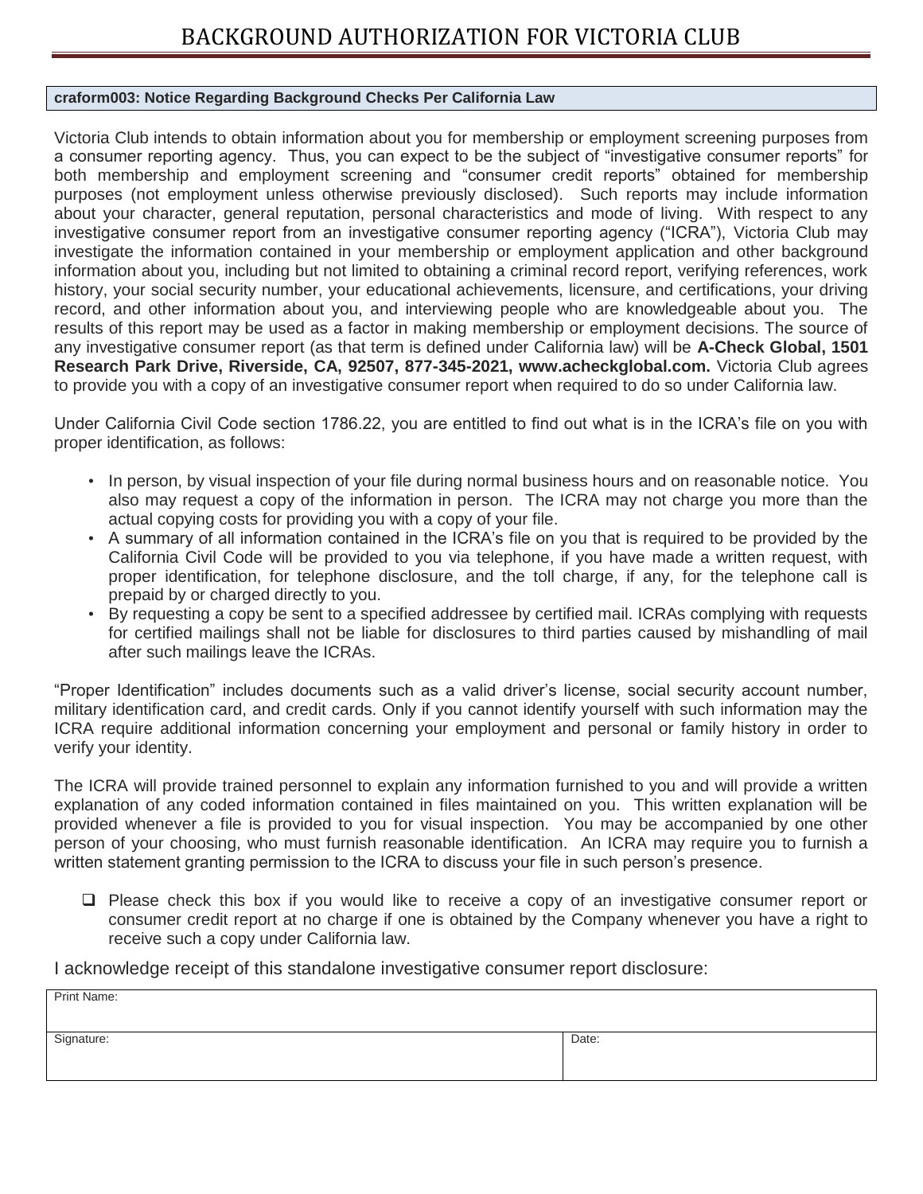# BACKGROUND AUTHORIZATION FOR VICTORIA CLUB

**craform003: Notice Regarding Background Checks Per California Law**

Victoria Club intends to obtain information about you for membership or employment screening purposes from a consumer reporting agency. Thus, you can expect to be the subject of "investigative consumer reports" for both membership and employment screening and "consumer credit reports" obtained for membership purposes (not employment unless otherwise previously disclosed). Such reports may include information about your character, general reputation, personal characteristics and mode of living. With respect to any investigative consumer report from an investigative consumer reporting agency ("ICRA"), Victoria Club may investigate the information contained in your membership or employment application and other background information about you, including but not limited to obtaining a criminal record report, verifying references, work history, your social security number, your educational achievements, licensure, and certifications, your driving record, and other information about you, and interviewing people who are knowledgeable about you. The results of this report may be used as a factor in making membership or employment decisions. The source of any investigative consumer report (as that term is defined under California law) will be **A-Check Global, 1501 Research Park Drive, Riverside, CA, 92507, 877-345-2021, www.acheckglobal.com.** Victoria Club agrees to provide you with a copy of an investigative consumer report when required to do so under California law.

Under California Civil Code section 1786.22, you are entitled to find out what is in the ICRA's file on you with proper identification, as follows:

- In person, by visual inspection of your file during normal business hours and on reasonable notice. You also may request a copy of the information in person. The ICRA may not charge you more than the actual copying costs for providing you with a copy of your file.
- A summary of all information contained in the ICRA's file on you that is required to be provided by the California Civil Code will be provided to you via telephone, if you have made a written request, with proper identification, for telephone disclosure, and the toll charge, if any, for the telephone call is prepaid by or charged directly to you.
- By requesting a copy be sent to a specified addressee by certified mail. ICRAs complying with requests for certified mailings shall not be liable for disclosures to third parties caused by mishandling of mail after such mailings leave the ICRAs.

"Proper Identification" includes documents such as a valid driver's license, social security account number, military identification card, and credit cards. Only if you cannot identify yourself with such information may the ICRA require additional information concerning your employment and personal or family history in order to verify your identity.

The ICRA will provide trained personnel to explain any information furnished to you and will provide a written explanation of any coded information contained in files maintained on you. This written explanation will be provided whenever a file is provided to you for visual inspection. You may be accompanied by one other person of your choosing, who must furnish reasonable identification. An ICRA may require you to furnish a written statement granting permission to the ICRA to discuss your file in such person's presence.

- ☐ Please check this box if you would like to receive a copy of an investigative consumer report or consumer credit report at no charge if one is obtained by the Company whenever you have a right to receive such a copy under California law.

I acknowledge receipt of this standalone investigative consumer report disclosure:

| Print Name: | |
|---|---|
| Signature: | Date: |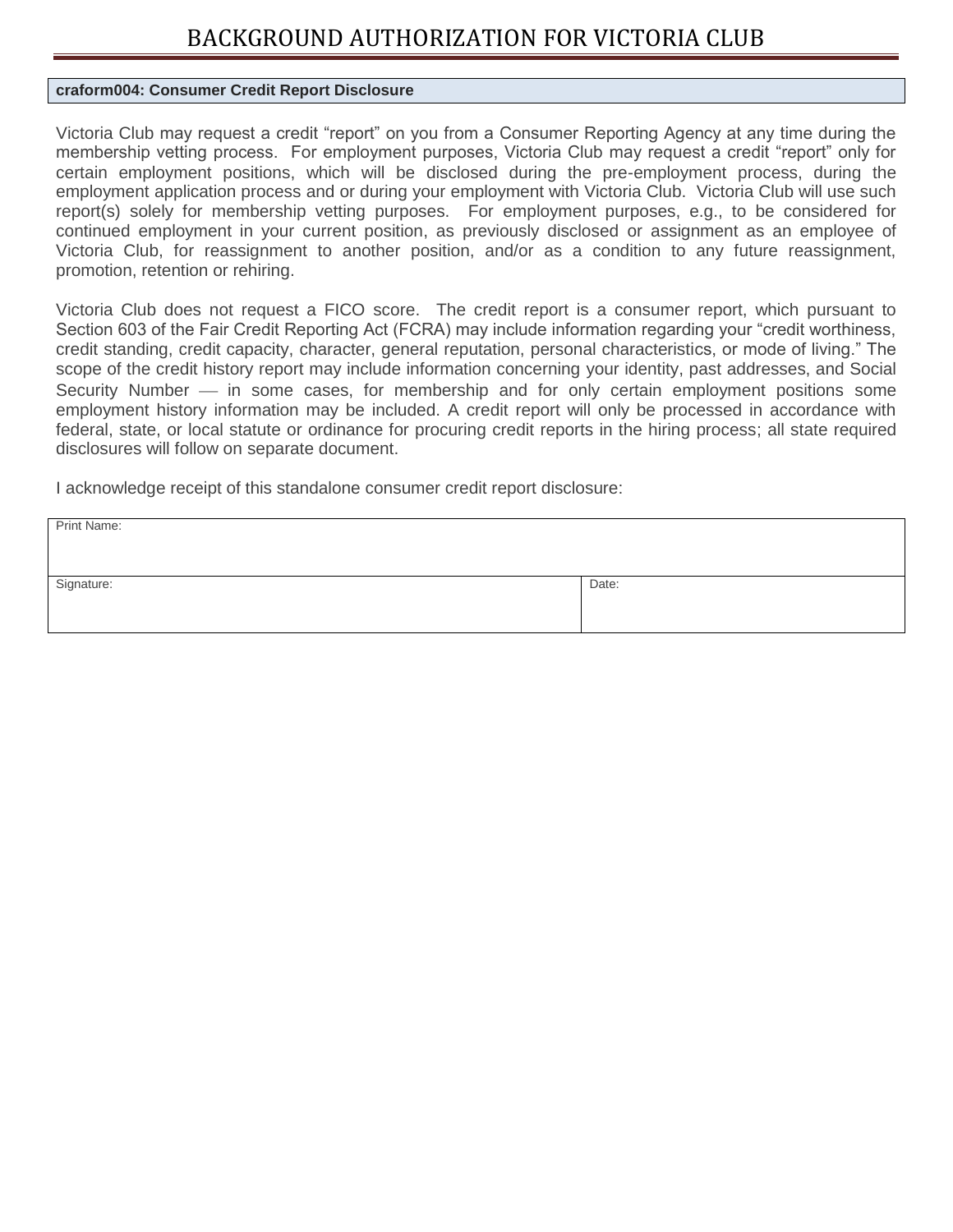# BACKGROUND AUTHORIZATION FOR VICTORIA CLUB

**craform004: Consumer Credit Report Disclosure**

Victoria Club may request a credit “report” on you from a Consumer Reporting Agency at any time during the membership vetting process. For employment purposes, Victoria Club may request a credit “report” only for certain employment positions, which will be disclosed during the pre-employment process, during the employment application process and or during your employment with Victoria Club. Victoria Club will use such report(s) solely for membership vetting purposes. For employment purposes, e.g., to be considered for continued employment in your current position, as previously disclosed or assignment as an employee of Victoria Club, for reassignment to another position, and/or as a condition to any future reassignment, promotion, retention or rehiring.

Victoria Club does not request a FICO score. The credit report is a consumer report, which pursuant to Section 603 of the Fair Credit Reporting Act (FCRA) may include information regarding your “credit worthiness, credit standing, credit capacity, character, general reputation, personal characteristics, or mode of living.” The scope of the credit history report may include information concerning your identity, past addresses, and Social Security Number — in some cases, for membership and for only certain employment positions some employment history information may be included. A credit report will only be processed in accordance with federal, state, or local statute or ordinance for procuring credit reports in the hiring process; all state required disclosures will follow on separate document.

I acknowledge receipt of this standalone consumer credit report disclosure:

| Print Name: | |
|---|---|
| Signature: | Date: |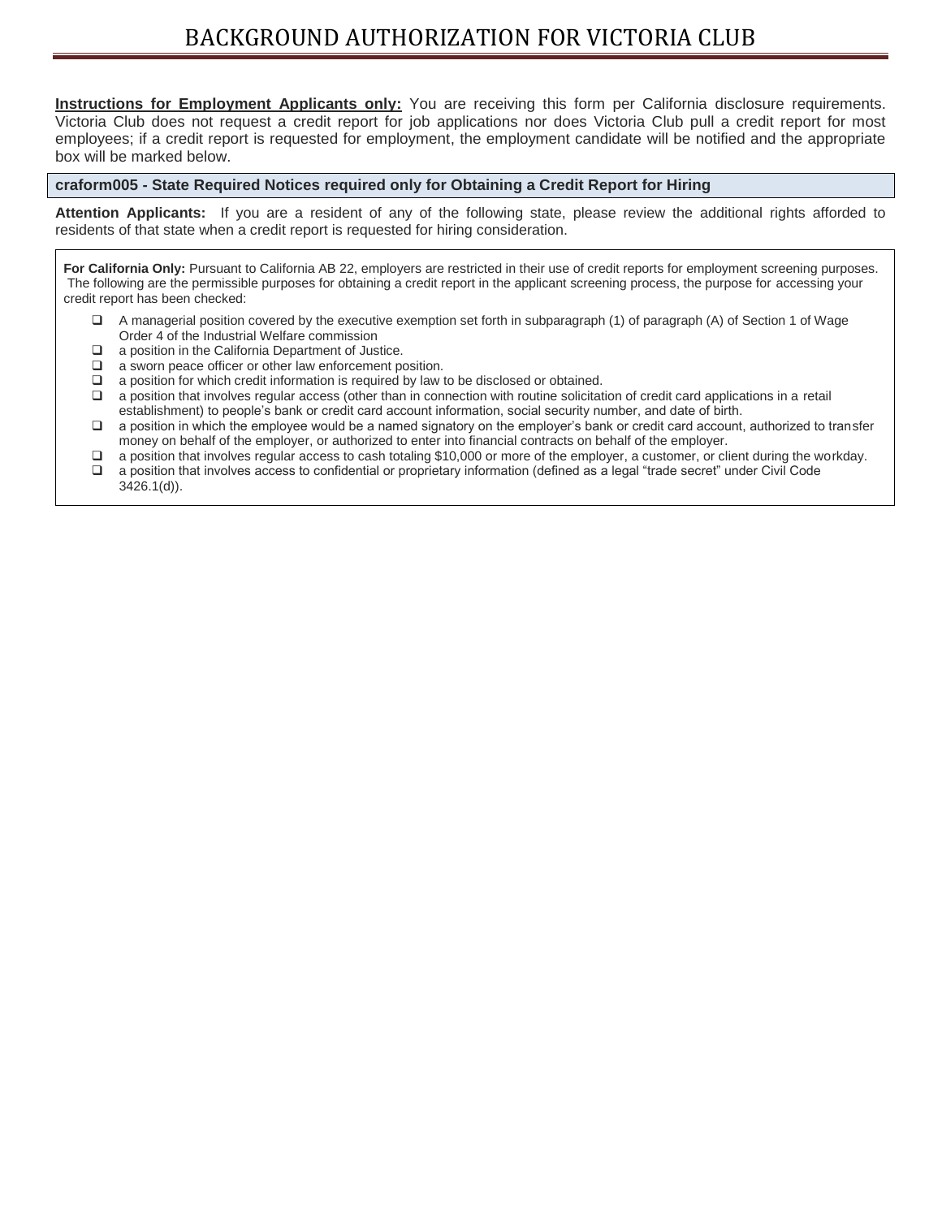# BACKGROUND AUTHORIZATION FOR VICTORIA CLUB

**Instructions for Employment Applicants only:** You are receiving this form per California disclosure requirements. Victoria Club does not request a credit report for job applications nor does Victoria Club pull a credit report for most employees; if a credit report is requested for employment, the employment candidate will be notified and the appropriate box will be marked below.

**craform005 - State Required Notices required only for Obtaining a Credit Report for Hiring**

**Attention Applicants:** If you are a resident of any of the following state, please review the additional rights afforded to residents of that state when a credit report is requested for hiring consideration.

**For California Only:** Pursuant to California AB 22, employers are restricted in their use of credit reports for employment screening purposes. The following are the permissible purposes for obtaining a credit report in the applicant screening process, the purpose for accessing your credit report has been checked:

- ❑ A managerial position covered by the executive exemption set forth in subparagraph (1) of paragraph (A) of Section 1 of Wage Order 4 of the Industrial Welfare commission
- ❑ a position in the California Department of Justice.
- ❑ a sworn peace officer or other law enforcement position.
- ❑ a position for which credit information is required by law to be disclosed or obtained.
- ❑ a position that involves regular access (other than in connection with routine solicitation of credit card applications in a retail establishment) to people's bank or credit card account information, social security number, and date of birth.
- ❑ a position in which the employee would be a named signatory on the employer's bank or credit card account, authorized to transfer money on behalf of the employer, or authorized to enter into financial contracts on behalf of the employer.
- ❑ a position that involves regular access to cash totaling $10,000 or more of the employer, a customer, or client during the workday.
- ❑ a position that involves access to confidential or proprietary information (defined as a legal "trade secret" under Civil Code 3426.1(d)).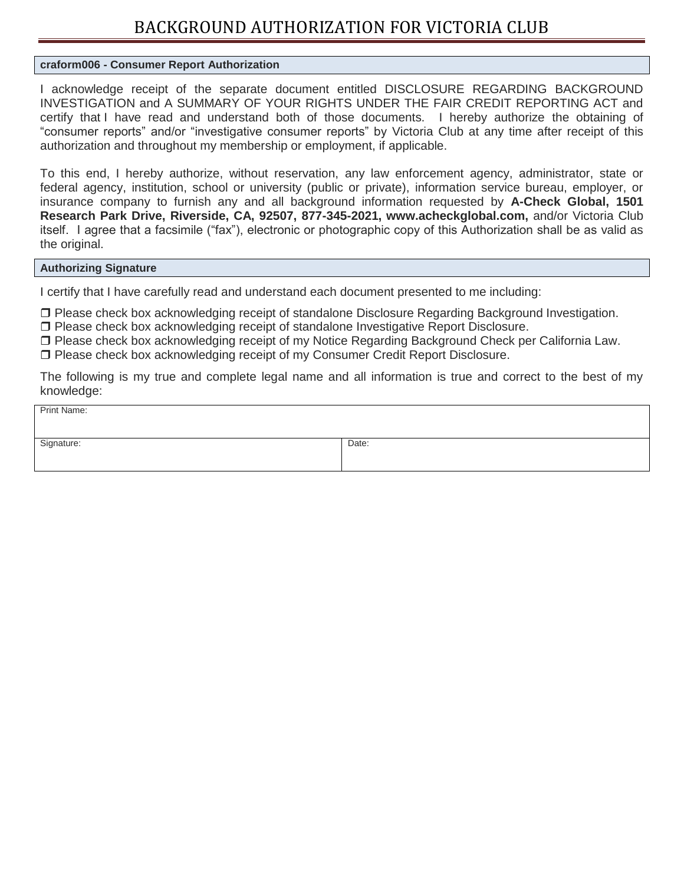# BACKGROUND AUTHORIZATION FOR VICTORIA CLUB

## craform006 - Consumer Report Authorization

I acknowledge receipt of the separate document entitled DISCLOSURE REGARDING BACKGROUND INVESTIGATION and A SUMMARY OF YOUR RIGHTS UNDER THE FAIR CREDIT REPORTING ACT and certify that I have read and understand both of those documents. I hereby authorize the obtaining of "consumer reports" and/or "investigative consumer reports" by Victoria Club at any time after receipt of this authorization and throughout my membership or employment, if applicable.

To this end, I hereby authorize, without reservation, any law enforcement agency, administrator, state or federal agency, institution, school or university (public or private), information service bureau, employer, or insurance company to furnish any and all background information requested by **A-Check Global, 1501 Research Park Drive, Riverside, CA, 92507, 877-345-2021, www.acheckglobal.com,** and/or Victoria Club itself. I agree that a facsimile ("fax"), electronic or photographic copy of this Authorization shall be as valid as the original.

## Authorizing Signature

I certify that I have carefully read and understand each document presented to me including:

❒ Please check box acknowledging receipt of standalone Disclosure Regarding Background Investigation.
❒ Please check box acknowledging receipt of standalone Investigative Report Disclosure.
❒ Please check box acknowledging receipt of my Notice Regarding Background Check per California Law.
❒ Please check box acknowledging receipt of my Consumer Credit Report Disclosure.

The following is my true and complete legal name and all information is true and correct to the best of my knowledge:

| Print Name: | |
|---|---|
| Signature: | Date: |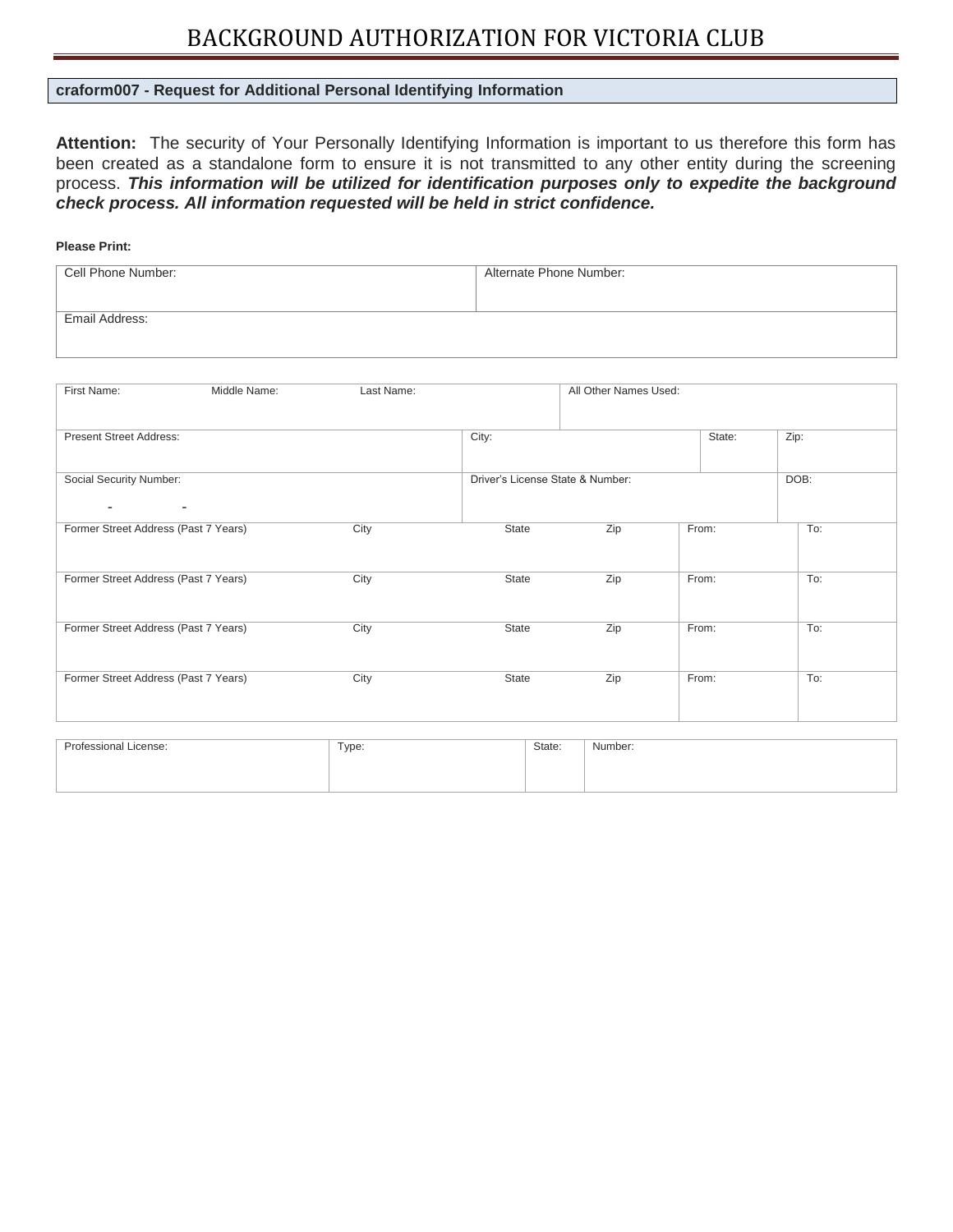# BACKGROUND AUTHORIZATION FOR VICTORIA CLUB

## craform007 - Request for Additional Personal Identifying Information

**Attention:** The security of Your Personally Identifying Information is important to us therefore this form has been created as a standalone form to ensure it is not transmitted to any other entity during the screening process. ***This information will be utilized for identification purposes only to expedite the background check process. All information requested will be held in strict confidence.***

**Please Print:**

| Cell Phone Number: | Alternate Phone Number: |
|---|---|
| Email Address: | |

| First Name: Middle Name: Last Name: | | All Other Names Used: | | |
|---|---|---|---|---|
| Present Street Address: | City: | | State: | Zip: |
| Social Security Number: - - | Driver's License State & Number: | | | DOB: |

| Former Street Address (Past 7 Years) | City | State | Zip | From: | To: |
|---|---|---|---|---|---|
| Former Street Address (Past 7 Years) | City | State | Zip | From: | To: |
| Former Street Address (Past 7 Years) | City | State | Zip | From: | To: |
| Former Street Address (Past 7 Years) | City | State | Zip | From: | To: |

| Professional License: | Type: | State: | Number: |
|---|---|---|---|
| | | | |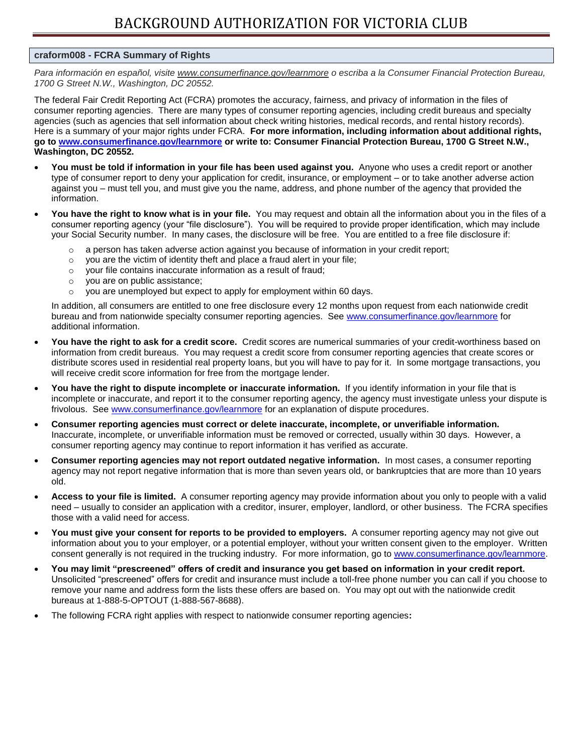# BACKGROUND AUTHORIZATION FOR VICTORIA CLUB

## craform008 - FCRA Summary of Rights

*Para información en español, visite www.consumerfinance.gov/learnmore o escriba a la Consumer Financial Protection Bureau, 1700 G Street N.W., Washington, DC 20552.*

The federal Fair Credit Reporting Act (FCRA) promotes the accuracy, fairness, and privacy of information in the files of consumer reporting agencies. There are many types of consumer reporting agencies, including credit bureaus and specialty agencies (such as agencies that sell information about check writing histories, medical records, and rental history records). Here is a summary of your major rights under FCRA. **For more information, including information about additional rights, go to www.consumerfinance.gov/learnmore or write to: Consumer Financial Protection Bureau, 1700 G Street N.W., Washington, DC 20552.**

- **You must be told if information in your file has been used against you.** Anyone who uses a credit report or another type of consumer report to deny your application for credit, insurance, or employment – or to take another adverse action against you – must tell you, and must give you the name, address, and phone number of the agency that provided the information.
- **You have the right to know what is in your file.** You may request and obtain all the information about you in the files of a consumer reporting agency (your "file disclosure"). You will be required to provide proper identification, which may include your Social Security number. In many cases, the disclosure will be free. You are entitled to a free file disclosure if:
  - a person has taken adverse action against you because of information in your credit report;
  - you are the victim of identity theft and place a fraud alert in your file;
  - your file contains inaccurate information as a result of fraud;
  - you are on public assistance;
  - you are unemployed but expect to apply for employment within 60 days.

  In addition, all consumers are entitled to one free disclosure every 12 months upon request from each nationwide credit bureau and from nationwide specialty consumer reporting agencies. See www.consumerfinance.gov/learnmore for additional information.
- **You have the right to ask for a credit score.** Credit scores are numerical summaries of your credit-worthiness based on information from credit bureaus. You may request a credit score from consumer reporting agencies that create scores or distribute scores used in residential real property loans, but you will have to pay for it. In some mortgage transactions, you will receive credit score information for free from the mortgage lender.
- **You have the right to dispute incomplete or inaccurate information.** If you identify information in your file that is incomplete or inaccurate, and report it to the consumer reporting agency, the agency must investigate unless your dispute is frivolous. See www.consumerfinance.gov/learnmore for an explanation of dispute procedures.
- **Consumer reporting agencies must correct or delete inaccurate, incomplete, or unverifiable information.** Inaccurate, incomplete, or unverifiable information must be removed or corrected, usually within 30 days. However, a consumer reporting agency may continue to report information it has verified as accurate.
- **Consumer reporting agencies may not report outdated negative information.** In most cases, a consumer reporting agency may not report negative information that is more than seven years old, or bankruptcies that are more than 10 years old.
- **Access to your file is limited.** A consumer reporting agency may provide information about you only to people with a valid need – usually to consider an application with a creditor, insurer, employer, landlord, or other business. The FCRA specifies those with a valid need for access.
- **You must give your consent for reports to be provided to employers.** A consumer reporting agency may not give out information about you to your employer, or a potential employer, without your written consent given to the employer. Written consent generally is not required in the trucking industry. For more information, go to www.consumerfinance.gov/learnmore.
- **You may limit "prescreened" offers of credit and insurance you get based on information in your credit report.** Unsolicited "prescreened" offers for credit and insurance must include a toll-free phone number you can call if you choose to remove your name and address form the lists these offers are based on. You may opt out with the nationwide credit bureaus at 1-888-5-OPTOUT (1-888-567-8688).
- The following FCRA right applies with respect to nationwide consumer reporting agencies**:**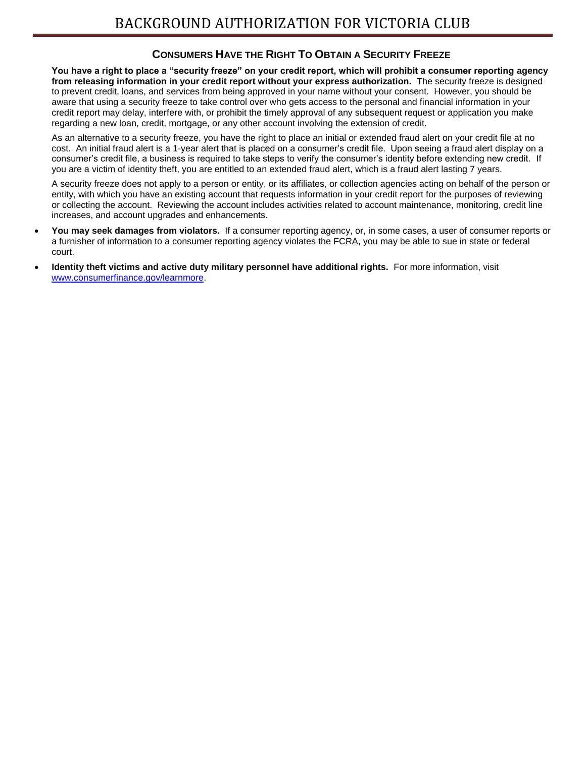# BACKGROUND AUTHORIZATION FOR VICTORIA CLUB

## CONSUMERS HAVE THE RIGHT TO OBTAIN A SECURITY FREEZE

**You have a right to place a "security freeze" on your credit report, which will prohibit a consumer reporting agency from releasing information in your credit report without your express authorization.** The security freeze is designed to prevent credit, loans, and services from being approved in your name without your consent. However, you should be aware that using a security freeze to take control over who gets access to the personal and financial information in your credit report may delay, interfere with, or prohibit the timely approval of any subsequent request or application you make regarding a new loan, credit, mortgage, or any other account involving the extension of credit.

As an alternative to a security freeze, you have the right to place an initial or extended fraud alert on your credit file at no cost. An initial fraud alert is a 1-year alert that is placed on a consumer's credit file. Upon seeing a fraud alert display on a consumer's credit file, a business is required to take steps to verify the consumer's identity before extending new credit. If you are a victim of identity theft, you are entitled to an extended fraud alert, which is a fraud alert lasting 7 years.

A security freeze does not apply to a person or entity, or its affiliates, or collection agencies acting on behalf of the person or entity, with which you have an existing account that requests information in your credit report for the purposes of reviewing or collecting the account. Reviewing the account includes activities related to account maintenance, monitoring, credit line increases, and account upgrades and enhancements.

- **You may seek damages from violators.** If a consumer reporting agency, or, in some cases, a user of consumer reports or a furnisher of information to a consumer reporting agency violates the FCRA, you may be able to sue in state or federal court.
- **Identity theft victims and active duty military personnel have additional rights.** For more information, visit www.consumerfinance.gov/learnmore.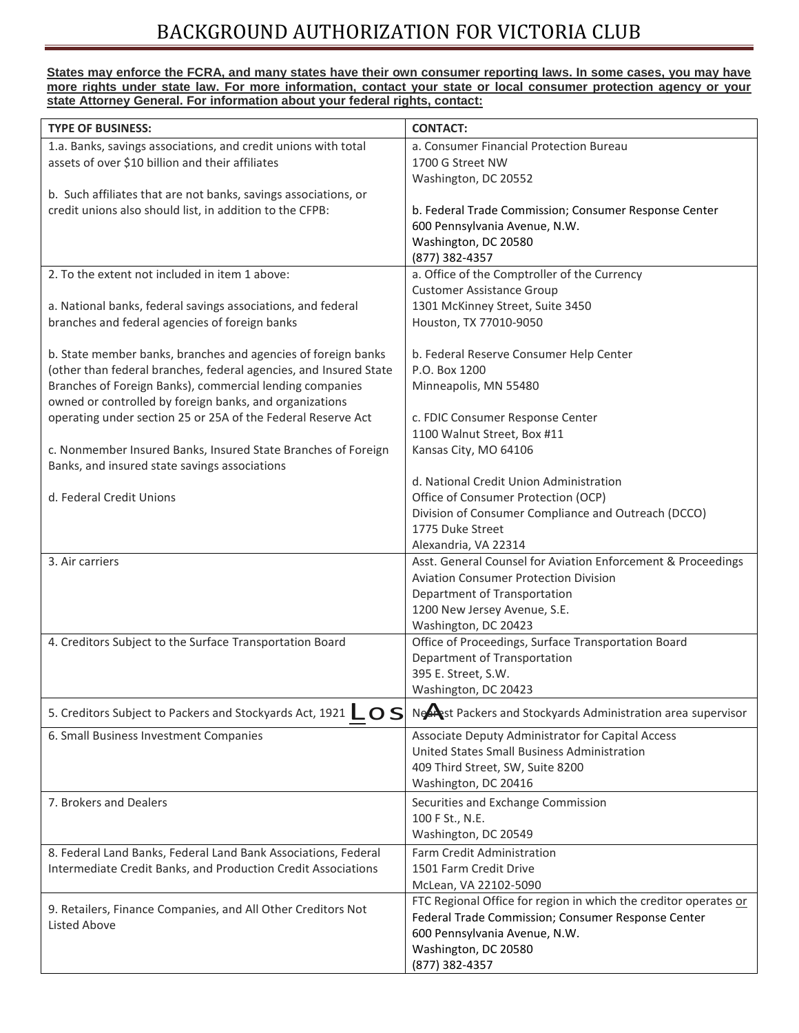# BACKGROUND AUTHORIZATION FOR VICTORIA CLUB

**States may enforce the FCRA, and many states have their own consumer reporting laws. In some cases, you may have more rights under state law. For more information, contact your state or local consumer protection agency or your state Attorney General. For information about your federal rights, contact:**

| TYPE OF BUSINESS: | CONTACT: |
|---|---|
| 1.a. Banks, savings associations, and credit unions with total assets of over $10 billion and their affiliates<br><br>b. Such affiliates that are not banks, savings associations, or credit unions also should list, in addition to the CFPB: | a. Consumer Financial Protection Bureau<br>1700 G Street NW<br>Washington, DC 20552<br><br>b. Federal Trade Commission; Consumer Response Center<br>600 Pennsylvania Avenue, N.W.<br>Washington, DC 20580<br>(877) 382-4357 |
| 2. To the extent not included in item 1 above:<br><br>a. National banks, federal savings associations, and federal branches and federal agencies of foreign banks<br><br>b. State member banks, branches and agencies of foreign banks (other than federal branches, federal agencies, and Insured State Branches of Foreign Banks), commercial lending companies owned or controlled by foreign banks, and organizations operating under section 25 or 25A of the Federal Reserve Act<br><br>c. Nonmember Insured Banks, Insured State Branches of Foreign Banks, and insured state savings associations<br><br>d. Federal Credit Unions | a. Office of the Comptroller of the Currency<br>Customer Assistance Group<br>1301 McKinney Street, Suite 3450<br>Houston, TX 77010-9050<br><br>b. Federal Reserve Consumer Help Center<br>P.O. Box 1200<br>Minneapolis, MN 55480<br><br>c. FDIC Consumer Response Center<br>1100 Walnut Street, Box #11<br>Kansas City, MO 64106<br><br>d. National Credit Union Administration<br>Office of Consumer Protection (OCP)<br>Division of Consumer Compliance and Outreach (DCCO)<br>1775 Duke Street<br>Alexandria, VA 22314 |
| 3. Air carriers | Asst. General Counsel for Aviation Enforcement & Proceedings<br>Aviation Consumer Protection Division<br>Department of Transportation<br>1200 New Jersey Avenue, S.E.<br>Washington, DC 20423 |
| 4. Creditors Subject to the Surface Transportation Board | Office of Proceedings, Surface Transportation Board<br>Department of Transportation<br>395 E. Street, S.W.<br>Washington, DC 20423 |
| 5. Creditors Subject to Packers and Stockyards Act, 1921 LOS | A Nearest Packers and Stockyards Administration area supervisor |
| 6. Small Business Investment Companies | Associate Deputy Administrator for Capital Access<br>United States Small Business Administration<br>409 Third Street, SW, Suite 8200<br>Washington, DC 20416 |
| 7. Brokers and Dealers | Securities and Exchange Commission<br>100 F St., N.E.<br>Washington, DC 20549 |
| 8. Federal Land Banks, Federal Land Bank Associations, Federal Intermediate Credit Banks, and Production Credit Associations | Farm Credit Administration<br>1501 Farm Credit Drive<br>McLean, VA 22102-5090 |
| 9. Retailers, Finance Companies, and All Other Creditors Not Listed Above | FTC Regional Office for region in which the creditor operates or<br>Federal Trade Commission; Consumer Response Center<br>600 Pennsylvania Avenue, N.W.<br>Washington, DC 20580<br>(877) 382-4357 |